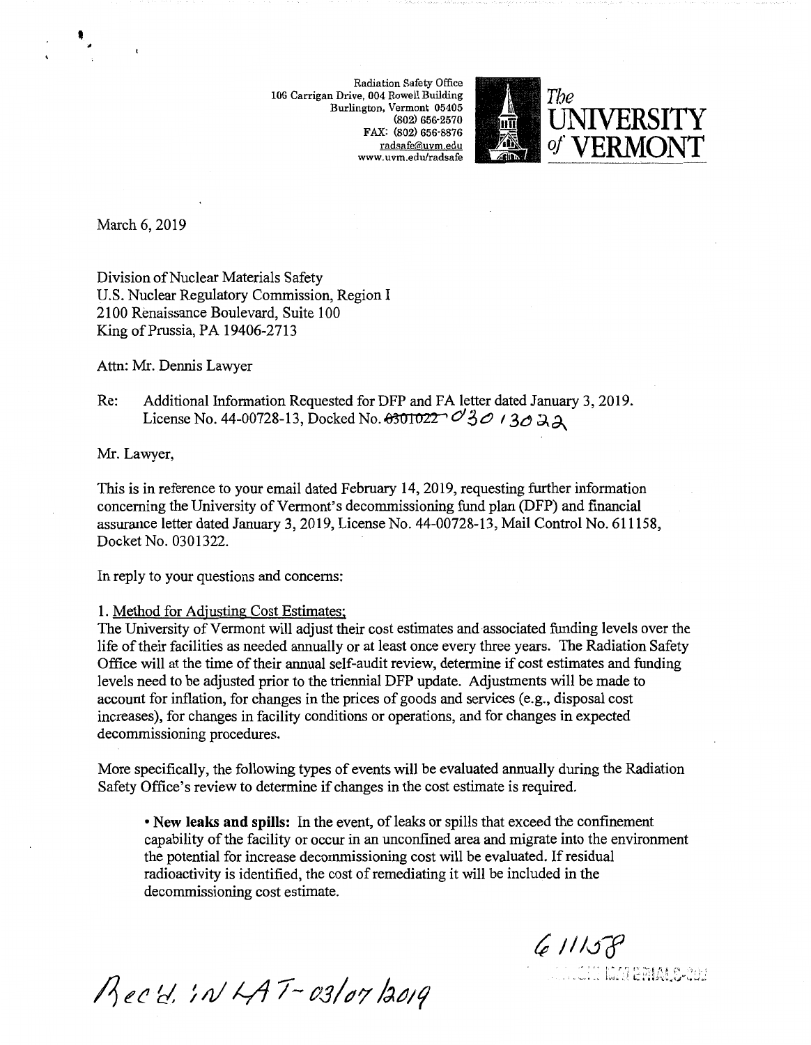Radiation Safety Office
106 Carrigan Drive, 004 Rowell Building
Burlington, Vermont 05405
(802) 656-2570
FAX: (802) 656-8876
radsafe@uvm.edu
www.uvm.edu/radsafe

The UNIVERSITY of VERMONT

March 6, 2019

Division of Nuclear Materials Safety
U.S. Nuclear Regulatory Commission, Region I
2100 Renaissance Boulevard, Suite 100
King of Prussia, PA 19406-2713

Attn: Mr. Dennis Lawyer

Re: Additional Information Requested for DFP and FA letter dated January 3, 2019.
License No. 44-00728-13, Docked No. ~~0301022~~ 03013022

Mr. Lawyer,

This is in reference to your email dated February 14, 2019, requesting further information concerning the University of Vermont's decommissioning fund plan (DFP) and financial assurance letter dated January 3, 2019, License No. 44-00728-13, Mail Control No. 611158, Docket No. 0301322.

In reply to your questions and concerns:

1. Method for Adjusting Cost Estimates;

The University of Vermont will adjust their cost estimates and associated funding levels over the life of their facilities as needed annually or at least once every three years. The Radiation Safety Office will at the time of their annual self-audit review, determine if cost estimates and funding levels need to be adjusted prior to the triennial DFP update. Adjustments will be made to account for inflation, for changes in the prices of goods and services (e.g., disposal cost increases), for changes in facility conditions or operations, and for changes in expected decommissioning procedures.

More specifically, the following types of events will be evaluated annually during the Radiation Safety Office's review to determine if changes in the cost estimate is required.

- **New leaks and spills:** In the event, of leaks or spills that exceed the confinement capability of the facility or occur in an unconfined area and migrate into the environment the potential for increase decommissioning cost will be evaluated. If residual radioactivity is identified, the cost of remediating it will be included in the decommissioning cost estimate.

611158

Rec'd. in LAT - 03/07/2019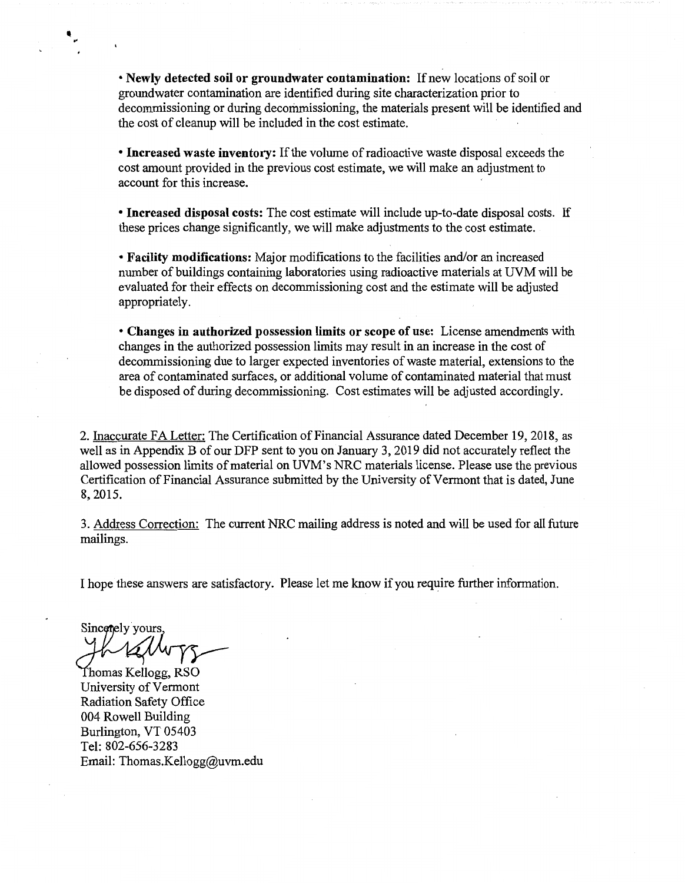- **Newly detected soil or groundwater contamination:** If new locations of soil or groundwater contamination are identified during site characterization prior to decommissioning or during decommissioning, the materials present will be identified and the cost of cleanup will be included in the cost estimate.

- **Increased waste inventory:** If the volume of radioactive waste disposal exceeds the cost amount provided in the previous cost estimate, we will make an adjustment to account for this increase.

- **Increased disposal costs:** The cost estimate will include up-to-date disposal costs. If these prices change significantly, we will make adjustments to the cost estimate.

- **Facility modifications:** Major modifications to the facilities and/or an increased number of buildings containing laboratories using radioactive materials at UVM will be evaluated for their effects on decommissioning cost and the estimate will be adjusted appropriately.

- **Changes in authorized possession limits or scope of use:** License amendments with changes in the authorized possession limits may result in an increase in the cost of decommissioning due to larger expected inventories of waste material, extensions to the area of contaminated surfaces, or additional volume of contaminated material that must be disposed of during decommissioning. Cost estimates will be adjusted accordingly.

2. <u>Inaccurate FA Letter:</u> The Certification of Financial Assurance dated December 19, 2018, as well as in Appendix B of our DFP sent to you on January 3, 2019 did not accurately reflect the allowed possession limits of material on UVM's NRC materials license. Please use the previous Certification of Financial Assurance submitted by the University of Vermont that is dated, June 8, 2015.

3. <u>Address Correction:</u> The current NRC mailing address is noted and will be used for all future mailings.

I hope these answers are satisfactory. Please let me know if you require further information.

Sincerely yours,

Thomas Kellogg, RSO
University of Vermont
Radiation Safety Office
004 Rowell Building
Burlington, VT 05403
Tel: 802-656-3283
Email: Thomas.Kellogg@uvm.edu